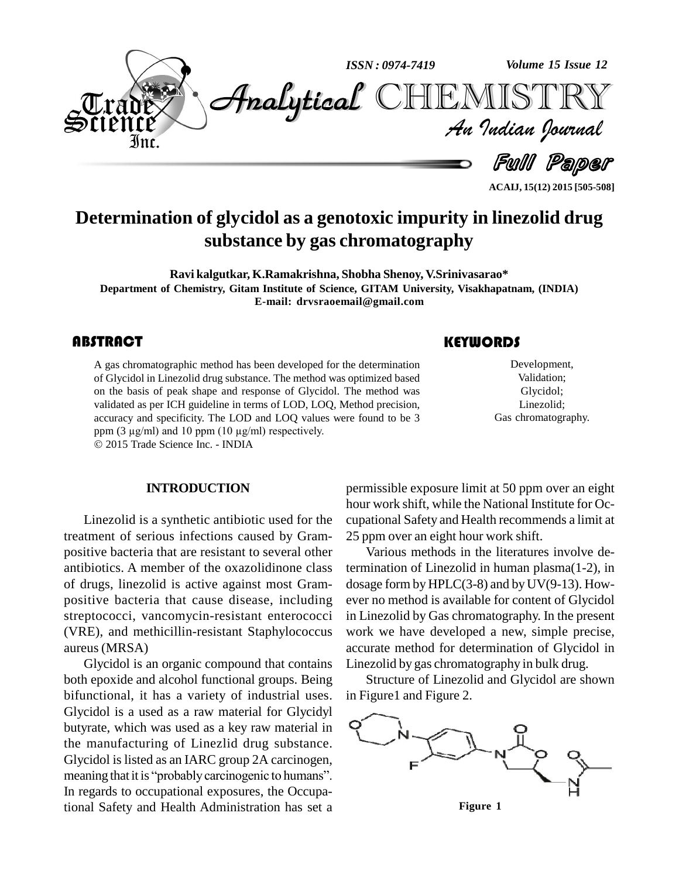# Determination of glycidol as a genotoxic impurity in linezolid drug substance by gas chromatography

**Ravi kalgutkar, K.Ramakrishna, Shobha Shenoy, V.Srinivasarao***

**Department of Chemistry, Gitam Institute of Science, GITAM University, Visakhapatnam, (INDIA)**

**E-mail: drvsraoemail@gmail.com**

## ABSTRACT

A gas chromatographic method has been developed for the determination of Glycidol in Linezolid drug substance. The method was optimized based on the basis of peak shape and response of Glycidol. The method was validated as per ICH guideline in terms of LOD, LOQ, Method precision, accuracy and specificity. The LOD and LOQ values were found to be 3 ppm (3 μg/ml) and 10 ppm (10 μg/ml) respectively.

© 2015 Trade Science Inc. - INDIA

## KEYWORDS

Development,
Validation;
Glycidol;
Linezolid;
Gas chromatography.

## INTRODUCTION

Linezolid is a synthetic antibiotic used for the treatment of serious infections caused by Gram-positive bacteria that are resistant to several other antibiotics. A member of the oxazolidinone class of drugs, linezolid is active against most Gram-positive bacteria that cause disease, including streptococci, vancomycin-resistant enterococci (VRE), and methicillin-resistant Staphylococcus aureus (MRSA)

Glycidol is an organic compound that contains both epoxide and alcohol functional groups. Being bifunctional, it has a variety of industrial uses. Glycidol is a used as a raw material for Glycidyl butyrate, which was used as a key raw material in the manufacturing of Linezlid drug substance. Glycidol is listed as an IARC group 2A carcinogen, meaning that it is "probably carcinogenic to humans". In regards to occupational exposures, the Occupational Safety and Health Administration has set a permissible exposure limit at 50 ppm over an eight hour work shift, while the National Institute for Occupational Safety and Health recommends a limit at 25 ppm over an eight hour work shift.

Various methods in the literatures involve determination of Linezolid in human plasma(1-2), in dosage form by HPLC(3-8) and by UV(9-13). However no method is available for content of Glycidol in Linezolid by Gas chromatography. In the present work we have developed a new, simple precise, accurate method for determination of Glycidol in Linezolid by gas chromatography in bulk drug.

Structure of Linezolid and Glycidol are shown in Figure1 and Figure 2.

Figure 1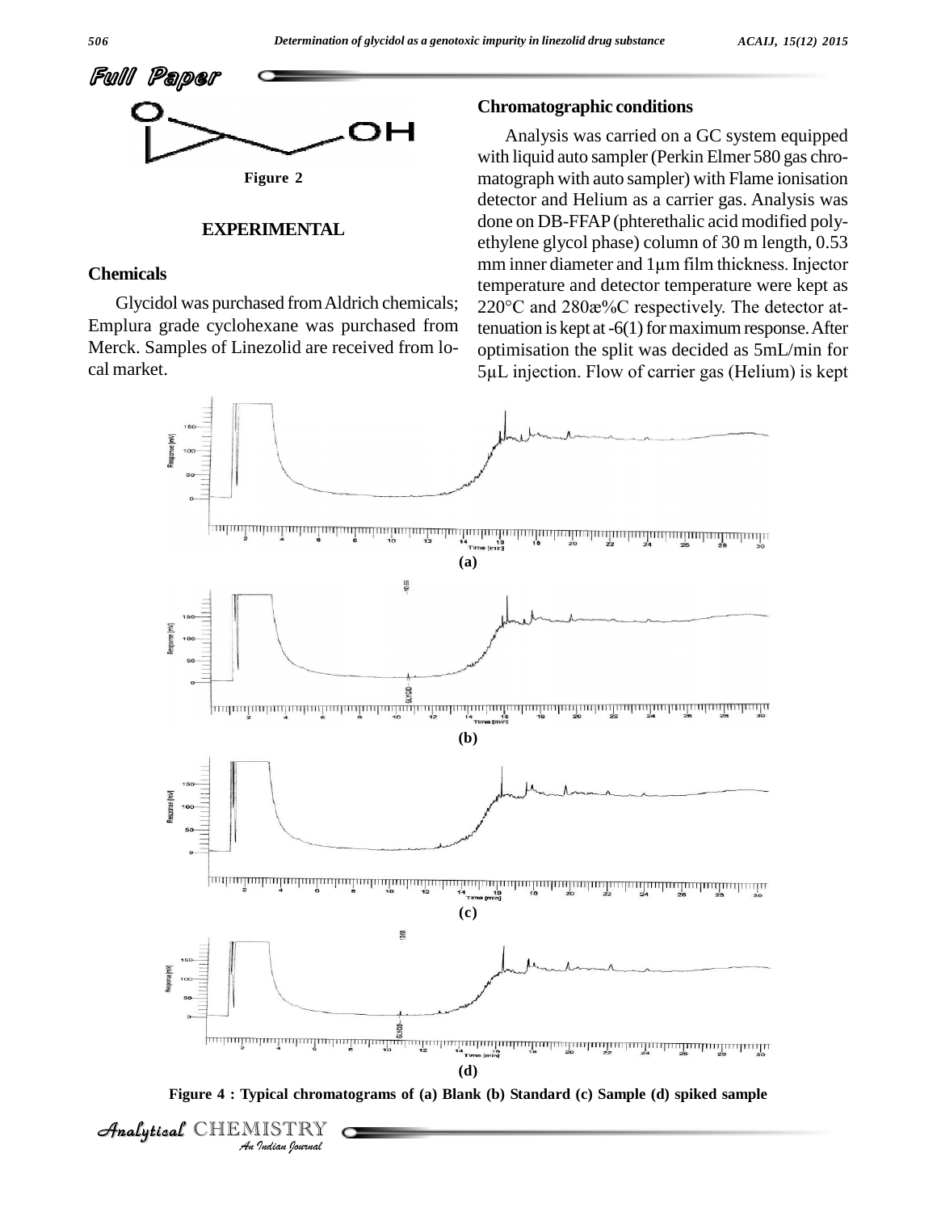Figure 2

## EXPERIMENTAL

### Chemicals

Glycidol was purchased from Aldrich chemicals; Emplura grade cyclohexane was purchased from Merck. Samples of Linezolid are received from local market.

### Chromatographic conditions

Analysis was carried on a GC system equipped with liquid auto sampler (Perkin Elmer 580 gas chromatograph with auto sampler) with Flame ionisation detector and Helium as a carrier gas. Analysis was done on DB-FFAP (phterethalic acid modified polyethylene glycol phase) column of 30 m length, 0.53 mm inner diameter and 1μm film thickness. Injector temperature and detector temperature were kept as 220°C and 280æ%C respectively. The detector attenuation is kept at -6(1) for maximum response. After optimisation the split was decided as 5mL/min for 5μL injection. Flow of carrier gas (Helium) is kept

Figure 4 : Typical chromatograms of (a) Blank (b) Standard (c) Sample (d) spiked sample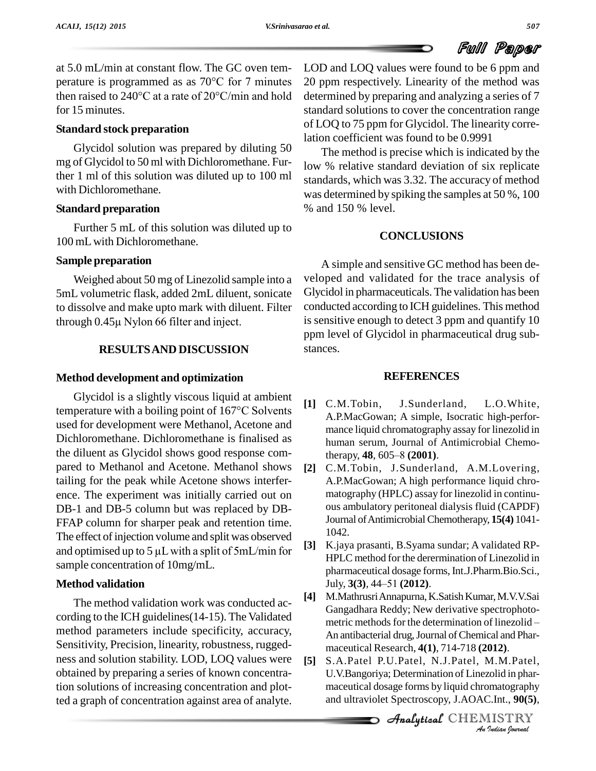at 5.0 mL/min at constant flow. The GC oven temperature is programmed as as 70°C for 7 minutes then raised to 240°C at a rate of 20°C/min and hold for 15 minutes.

### Standard stock preparation

Glycidol solution was prepared by diluting 50 mg of Glycidol to 50 ml with Dichloromethane. Further 1 ml of this solution was diluted up to 100 ml with Dichloromethane.

### Standard preparation

Further 5 mL of this solution was diluted up to 100 mL with Dichloromethane.

### Sample preparation

Weighed about 50 mg of Linezolid sample into a 5mL volumetric flask, added 2mL diluent, sonicate to dissolve and make upto mark with diluent. Filter through 0.45μ Nylon 66 filter and inject.

## RESULTS AND DISCUSSION

### Method development and optimization

Glycidol is a slightly viscous liquid at ambient temperature with a boiling point of 167°C Solvents used for development were Methanol, Acetone and Dichloromethane. Dichloromethane is finalised as the diluent as Glycidol shows good response compared to Methanol and Acetone. Methanol shows tailing for the peak while Acetone shows interference. The experiment was initially carried out on DB-1 and DB-5 column but was replaced by DB-FFAP column for sharper peak and retention time. The effect of injection volume and split was observed and optimised up to 5 μL with a split of 5mL/min for sample concentration of 10mg/mL.

### Method validation

The method validation work was conducted according to the ICH guidelines(14-15). The Validated method parameters include specificity, accuracy, Sensitivity, Precision, linearity, robustness, ruggedness and solution stability. LOD, LOQ values were obtained by preparing a series of known concentration solutions of increasing concentration and plotted a graph of concentration against area of analyte. LOD and LOQ values were found to be 6 ppm and 20 ppm respectively. Linearity of the method was determined by preparing and analyzing a series of 7 standard solutions to cover the concentration range of LOQ to 75 ppm for Glycidol. The linearity correlation coefficient was found to be 0.9991

The method is precise which is indicated by the low % relative standard deviation of six replicate standards, which was 3.32. The accuracy of method was determined by spiking the samples at 50 %, 100 % and 150 % level.

## CONCLUSIONS

A simple and sensitive GC method has been developed and validated for the trace analysis of Glycidol in pharmaceuticals. The validation has been conducted according to ICH guidelines. This method is sensitive enough to detect 3 ppm and quantify 10 ppm level of Glycidol in pharmaceutical drug substances.

## REFERENCES

[1] C.M.Tobin, J.Sunderland, L.O.White, A.P.MacGowan; A simple, Isocratic high-performance liquid chromatography assay for linezolid in human serum, Journal of Antimicrobial Chemotherapy, **48**, 605–8 **(2001)**.

[2] C.M.Tobin, J.Sunderland, A.M.Lovering, A.P.MacGowan; A high performance liquid chromatography (HPLC) assay for linezolid in continuous ambulatory peritoneal dialysis fluid (CAPDF) Journal of Antimicrobial Chemotherapy, **15(4)** 1041-1042.

[3] K.jaya prasanti, B.Syama sundar; A validated RP-HPLC method for the derermination of Linezolid in pharmaceutical dosage forms, Int.J.Pharm.Bio.Sci., July, **3(3)**, 44–51 **(2012)**.

[4] M.Mathrusri Annapurna, K.Satish Kumar, M.V.V.Sai Gangadhara Reddy; New derivative spectrophotometric methods for the determination of linezolid – An antibacterial drug, Journal of Chemical and Pharmaceutical Research, **4(1)**, 714-718 **(2012)**.

[5] S.A.Patel P.U.Patel, N.J.Patel, M.M.Patel, U.V.Bangoriya; Determination of Linezolid in pharmaceutical dosage forms by liquid chromatography and ultraviolet Spectroscopy, J.AOAC.Int., **90(5)**,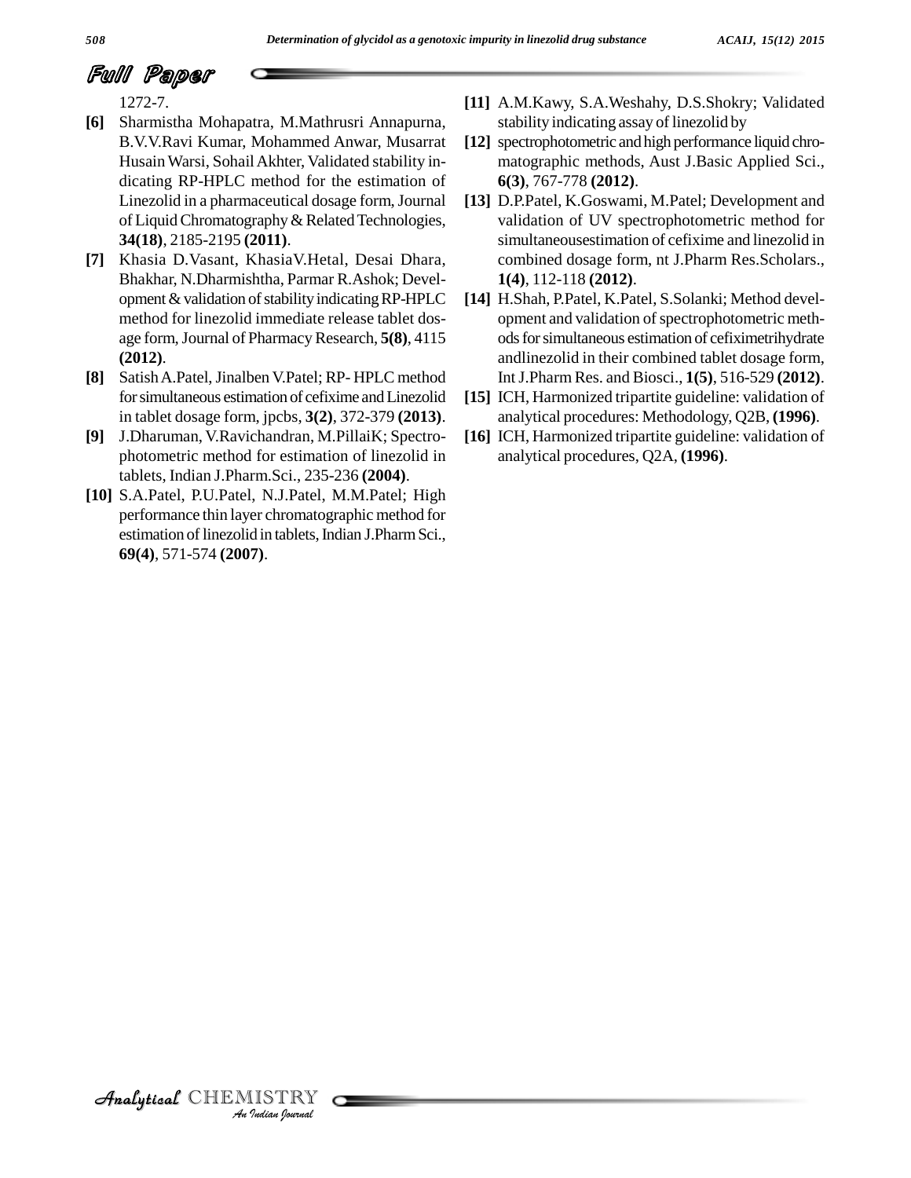1272-7.

[6] Sharmistha Mohapatra, M.Mathrusri Annapurna, B.V.V.Ravi Kumar, Mohammed Anwar, Musarrat Husain Warsi, Sohail Akhter, Validated stability indicating RP-HPLC method for the estimation of Linezolid in a pharmaceutical dosage form, Journal of Liquid Chromatography & Related Technologies, **34(18)**, 2185-2195 **(2011)**.

[7] Khasia D.Vasant, KhasiaV.Hetal, Desai Dhara, Bhakhar, N.Dharmishtha, Parmar R.Ashok; Development & validation of stability indicating RP-HPLC method for linezolid immediate release tablet dosage form, Journal of Pharmacy Research, **5(8)**, 4115 **(2012)**.

[8] Satish A.Patel, Jinalben V.Patel; RP- HPLC method for simultaneous estimation of cefixime and Linezolid in tablet dosage form, jpcbs, **3(2)**, 372-379 **(2013)**.

[9] J.Dharuman, V.Ravichandran, M.PillaiK; Spectrophotometric method for estimation of linezolid in tablets, Indian J.Pharm.Sci., 235-236 **(2004)**.

[10] S.A.Patel, P.U.Patel, N.J.Patel, M.M.Patel; High performance thin layer chromatographic method for estimation of linezolid in tablets, Indian J.Pharm Sci., **69(4)**, 571-574 **(2007)**.

[11] A.M.Kawy, S.A.Weshahy, D.S.Shokry; Validated stability indicating assay of linezolid by

[12] spectrophotometric and high performance liquid chromatographic methods, Aust J.Basic Applied Sci., **6(3)**, 767-778 **(2012)**.

[13] D.P.Patel, K.Goswami, M.Patel; Development and validation of UV spectrophotometric method for simultaneousestimation of cefixime and linezolid in combined dosage form, nt J.Pharm Res.Scholars., **1(4)**, 112-118 **(2012)**.

[14] H.Shah, P.Patel, K.Patel, S.Solanki; Method development and validation of spectrophotometric methods for simultaneous estimation of cefiximetrihydrate andlinezolid in their combined tablet dosage form, Int J.Pharm Res. and Biosci., **1(5)**, 516-529 **(2012)**.

[15] ICH, Harmonized tripartite guideline: validation of analytical procedures: Methodology, Q2B, **(1996)**.

[16] ICH, Harmonized tripartite guideline: validation of analytical procedures, Q2A, **(1996)**.